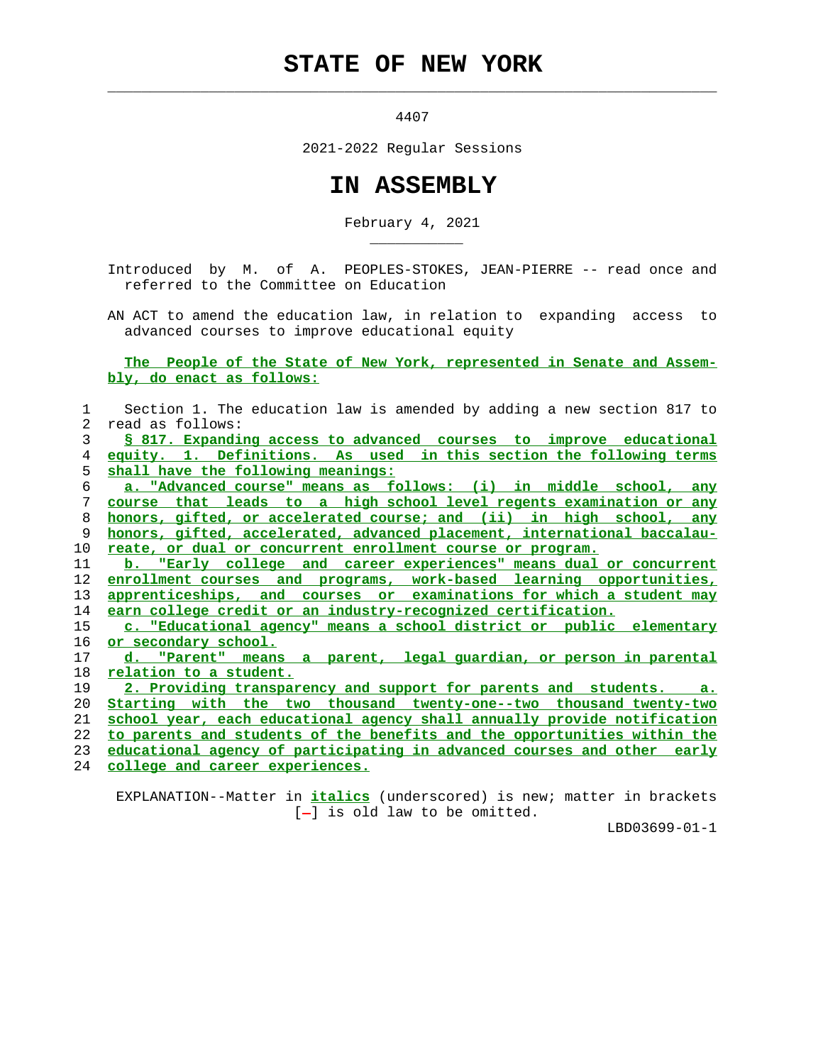# STATE OF NEW YORK

4407

2021-2022 Regular Sessions

# IN ASSEMBLY

February 4, 2021

Introduced by M. of A. PEOPLES-STOKES, JEAN-PIERRE -- read once and referred to the Committee on Education

AN ACT to amend the education law, in relation to expanding access to advanced courses to improve educational equity

The People of the State of New York, represented in Senate and Assembly, do enact as follows:

1 Section 1. The education law is amended by adding a new section 817 to
2 read as follows:
3 § 817. Expanding access to advanced courses to improve educational
4 equity. 1. Definitions. As used in this section the following terms
5 shall have the following meanings:
6 a. "Advanced course" means as follows: (i) in middle school, any
7 course that leads to a high school level regents examination or any
8 honors, gifted, or accelerated course; and (ii) in high school, any
9 honors, gifted, accelerated, advanced placement, international baccalau-
10 reate, or dual or concurrent enrollment course or program.
11 b. "Early college and career experiences" means dual or concurrent
12 enrollment courses and programs, work-based learning opportunities,
13 apprenticeships, and courses or examinations for which a student may
14 earn college credit or an industry-recognized certification.
15 c. "Educational agency" means a school district or public elementary
16 or secondary school.
17 d. "Parent" means a parent, legal guardian, or person in parental
18 relation to a student.
19 2. Providing transparency and support for parents and students. a.
20 Starting with the two thousand twenty-one--two thousand twenty-two
21 school year, each educational agency shall annually provide notification
22 to parents and students of the benefits and the opportunities within the
23 educational agency of participating in advanced courses and other early
24 college and career experiences.

EXPLANATION--Matter in *italics* (underscored) is new; matter in brackets [-] is old law to be omitted.

LBD03699-01-1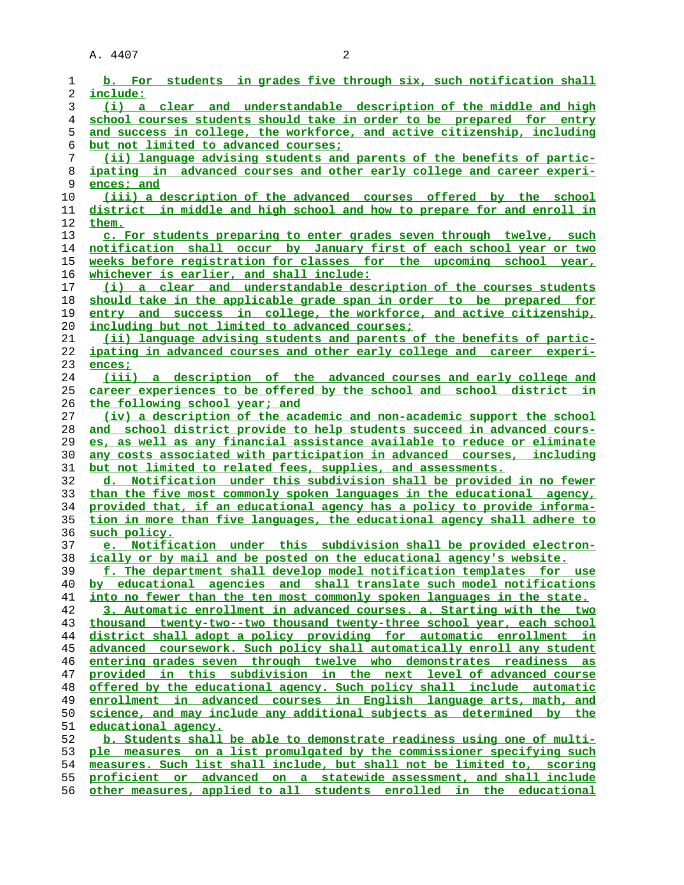b. For students in grades five through six, such notification shall include:

(i) a clear and understandable description of the middle and high school courses students should take in order to be prepared for entry and success in college, the workforce, and active citizenship, including but not limited to advanced courses;

(ii) language advising students and parents of the benefits of participating in advanced courses and other early college and career experiences; and

(iii) a description of the advanced courses offered by the school district in middle and high school and how to prepare for and enroll in them.

c. For students preparing to enter grades seven through twelve, such notification shall occur by January first of each school year or two weeks before registration for classes for the upcoming school year, whichever is earlier, and shall include:

(i) a clear and understandable description of the courses students should take in the applicable grade span in order to be prepared for entry and success in college, the workforce, and active citizenship, including but not limited to advanced courses;

(ii) language advising students and parents of the benefits of participating in advanced courses and other early college and career experiences;

(iii) a description of the advanced courses and early college and career experiences to be offered by the school and school district in the following school year; and

(iv) a description of the academic and non-academic support the school and school district provide to help students succeed in advanced courses, as well as any financial assistance available to reduce or eliminate any costs associated with participation in advanced courses, including but not limited to related fees, supplies, and assessments.

d. Notification under this subdivision shall be provided in no fewer than the five most commonly spoken languages in the educational agency, provided that, if an educational agency has a policy to provide information in more than five languages, the educational agency shall adhere to such policy.

e. Notification under this subdivision shall be provided electronically or by mail and be posted on the educational agency's website.

f. The department shall develop model notification templates for use by educational agencies and shall translate such model notifications into no fewer than the ten most commonly spoken languages in the state.

3. Automatic enrollment in advanced courses. a. Starting with the two thousand twenty-two--two thousand twenty-three school year, each school district shall adopt a policy providing for automatic enrollment in advanced coursework. Such policy shall automatically enroll any student entering grades seven through twelve who demonstrates readiness as provided in this subdivision in the next level of advanced course offered by the educational agency. Such policy shall include automatic enrollment in advanced courses in English language arts, math, and science, and may include any additional subjects as determined by the educational agency.

b. Students shall be able to demonstrate readiness using one of multiple measures on a list promulgated by the commissioner specifying such measures. Such list shall include, but shall not be limited to, scoring proficient or advanced on a statewide assessment, and shall include other measures, applied to all students enrolled in the educational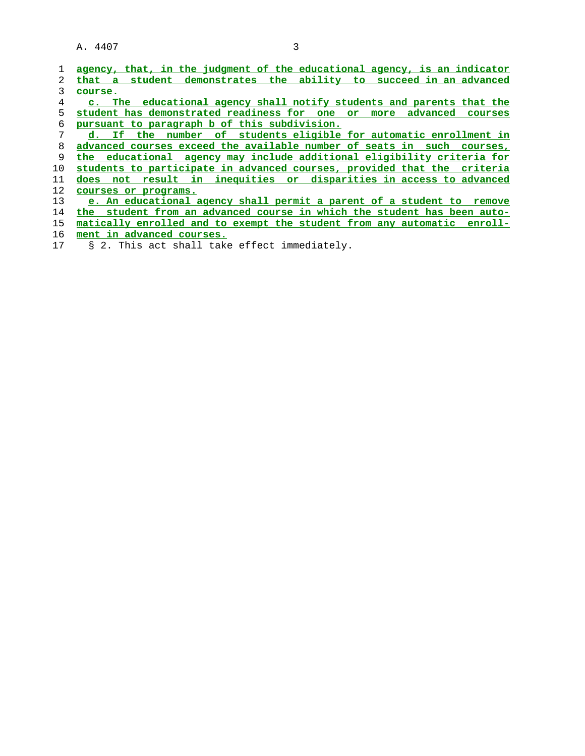agency, that, in the judgment of the educational agency, is an indicator that a student demonstrates the ability to succeed in an advanced course.

c. The educational agency shall notify students and parents that the student has demonstrated readiness for one or more advanced courses pursuant to paragraph b of this subdivision.

d. If the number of students eligible for automatic enrollment in advanced courses exceed the available number of seats in such courses, the educational agency may include additional eligibility criteria for students to participate in advanced courses, provided that the criteria does not result in inequities or disparities in access to advanced courses or programs.

e. An educational agency shall permit a parent of a student to remove the student from an advanced course in which the student has been automatically enrolled and to exempt the student from any automatic enrollment in advanced courses.

§ 2. This act shall take effect immediately.